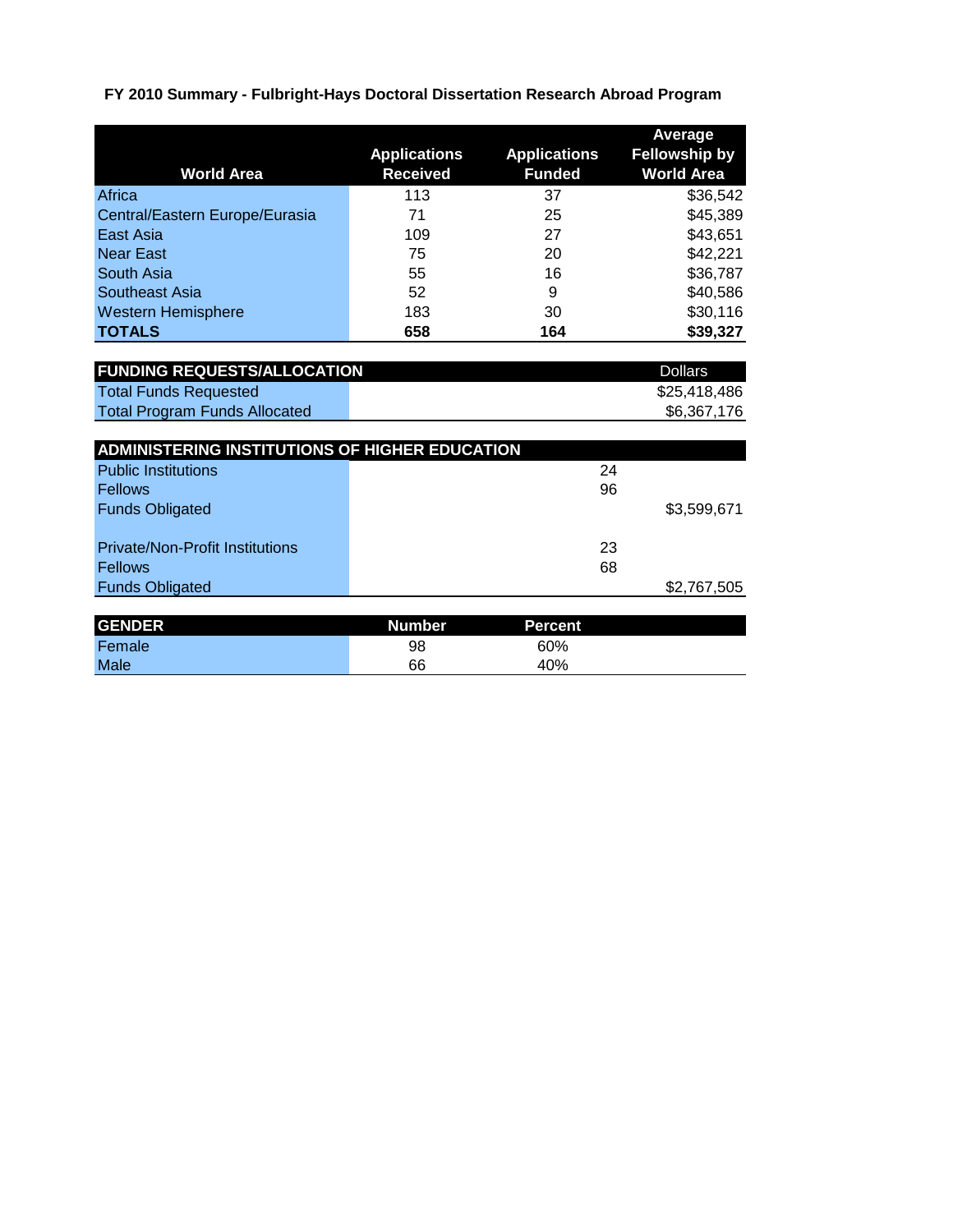**FY 2010 Summary - Fulbright-Hays Doctoral Dissertation Research Abroad Program**

| World Area | Applications Received | Applications Funded | Average Fellowship by World Area |
|---|---|---|---|
| Africa | 113 | 37 | $36,542 |
| Central/Eastern Europe/Eurasia | 71 | 25 | $45,389 |
| East Asia | 109 | 27 | $43,651 |
| Near East | 75 | 20 | $42,221 |
| South Asia | 55 | 16 | $36,787 |
| Southeast Asia | 52 | 9 | $40,586 |
| Western Hemisphere | 183 | 30 | $30,116 |
| **TOTALS** | **658** | **164** | **$39,327** |

| FUNDING REQUESTS/ALLOCATION | Dollars |
|---|---|
| Total Funds Requested | $25,418,486 |
| Total Program Funds Allocated | $6,367,176 |

| ADMINISTERING INSTITUTIONS OF HIGHER EDUCATION | | |
|---|---|---|
| Public Institutions | 24 | |
| Fellows | 96 | |
| Funds Obligated | | $3,599,671 |
| | | |
| Private/Non-Profit Institutions | 23 | |
| Fellows | 68 | |
| Funds Obligated | | $2,767,505 |

| GENDER | Number | Percent |
|---|---|---|
| Female | 98 | 60% |
| Male | 66 | 40% |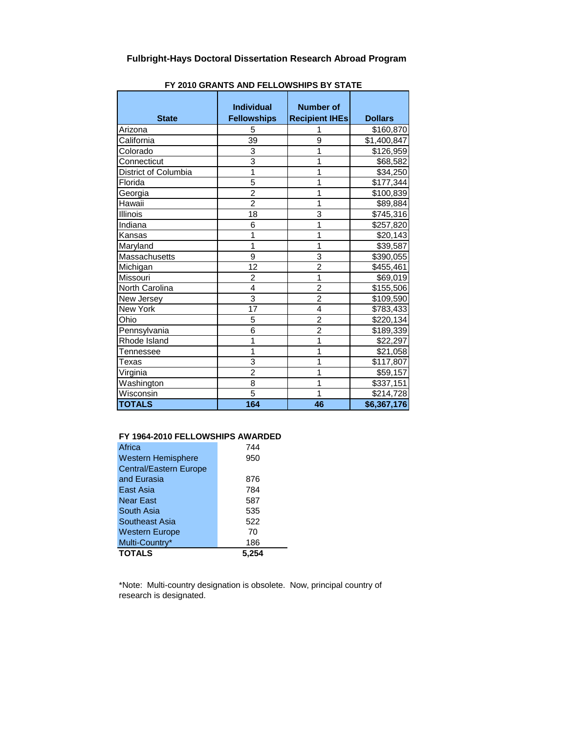# Fulbright-Hays Doctoral Dissertation Research Abroad Program

## FY 2010 GRANTS AND FELLOWSHIPS BY STATE

| State | Individual Fellowships | Number of Recipient IHEs | Dollars |
|---|---|---|---|
| Arizona | 5 | 1 | $160,870 |
| California | 39 | 9 | $1,400,847 |
| Colorado | 3 | 1 | $126,959 |
| Connecticut | 3 | 1 | $68,582 |
| District of Columbia | 1 | 1 | $34,250 |
| Florida | 5 | 1 | $177,344 |
| Georgia | 2 | 1 | $100,839 |
| Hawaii | 2 | 1 | $89,884 |
| Illinois | 18 | 3 | $745,316 |
| Indiana | 6 | 1 | $257,820 |
| Kansas | 1 | 1 | $20,143 |
| Maryland | 1 | 1 | $39,587 |
| Massachusetts | 9 | 3 | $390,055 |
| Michigan | 12 | 2 | $455,461 |
| Missouri | 2 | 1 | $69,019 |
| North Carolina | 4 | 2 | $155,506 |
| New Jersey | 3 | 2 | $109,590 |
| New York | 17 | 4 | $783,433 |
| Ohio | 5 | 2 | $220,134 |
| Pennsylvania | 6 | 2 | $189,339 |
| Rhode Island | 1 | 1 | $22,297 |
| Tennessee | 1 | 1 | $21,058 |
| Texas | 3 | 1 | $117,807 |
| Virginia | 2 | 1 | $59,157 |
| Washington | 8 | 1 | $337,151 |
| Wisconsin | 5 | 1 | $214,728 |
| **TOTALS** | **164** | **46** | **$6,367,176** |

## FY 1964-2010 FELLOWSHIPS AWARDED

| Region | Fellowships |
|---|---|
| Africa | 744 |
| Western Hemisphere | 950 |
| Central/Eastern Europe and Eurasia | 876 |
| East Asia | 784 |
| Near East | 587 |
| South Asia | 535 |
| Southeast Asia | 522 |
| Western Europe | 70 |
| Multi-Country* | 186 |
| **TOTALS** | **5,254** |

*Note: Multi-country designation is obsolete. Now, principal country of research is designated.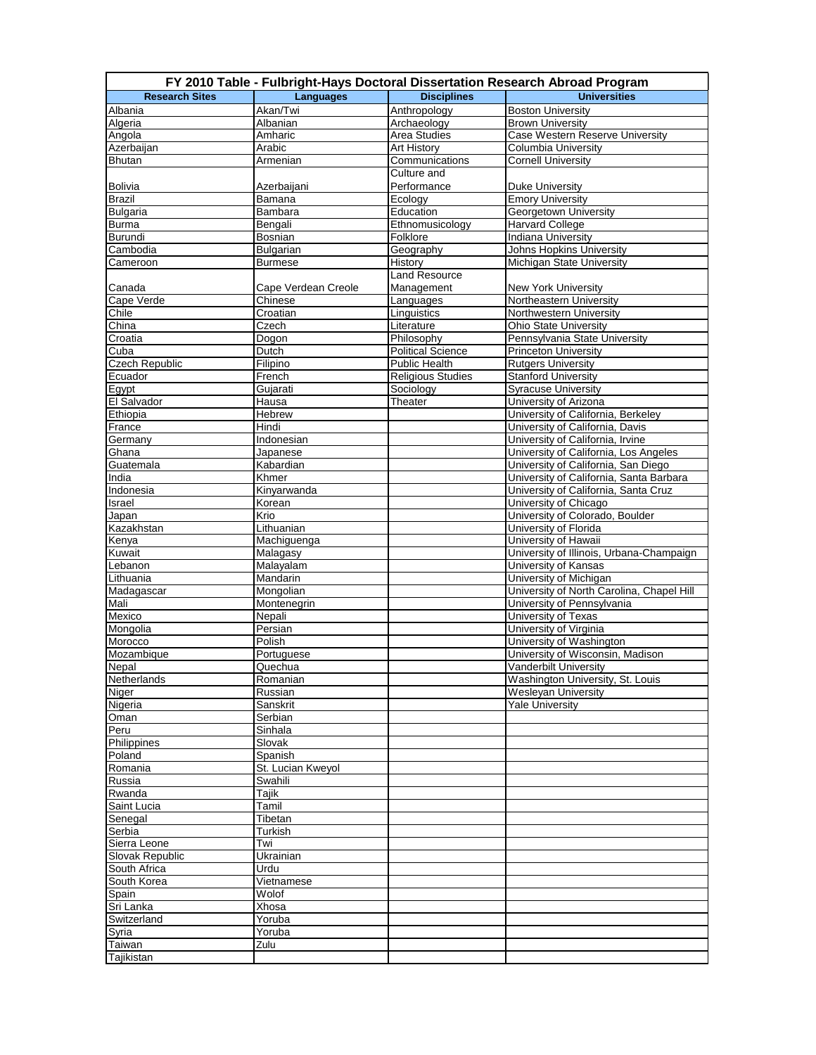| FY 2010 Table - Fulbright-Hays Doctoral Dissertation Research Abroad Program | | | |
|---|---|---|---|
| **Research Sites** | **Languages** | **Disciplines** | **Universities** |
| Albania | Akan/Twi | Anthropology | Boston University |
| Algeria | Albanian | Archaeology | Brown University |
| Angola | Amharic | Area Studies | Case Western Reserve University |
| Azerbaijan | Arabic | Art History | Columbia University |
| Bhutan | Armenian | Communications | Cornell University |
| Bolivia | Azerbaijani | Culture and Performance | Duke University |
| Brazil | Bamana | Ecology | Emory University |
| Bulgaria | Bambara | Education | Georgetown University |
| Burma | Bengali | Ethnomusicology | Harvard College |
| Burundi | Bosnian | Folklore | Indiana University |
| Cambodia | Bulgarian | Geography | Johns Hopkins University |
| Cameroon | Burmese | History | Michigan State University |
| Canada | Cape Verdean Creole | Land Resource Management | New York University |
| Cape Verde | Chinese | Languages | Northeastern University |
| Chile | Croatian | Linguistics | Northwestern University |
| China | Czech | Literature | Ohio State University |
| Croatia | Dogon | Philosophy | Pennsylvania State University |
| Cuba | Dutch | Political Science | Princeton University |
| Czech Republic | Filipino | Public Health | Rutgers University |
| Ecuador | French | Religious Studies | Stanford University |
| Egypt | Gujarati | Sociology | Syracuse University |
| El Salvador | Hausa | Theater | University of Arizona |
| Ethiopia | Hebrew | | University of California, Berkeley |
| France | Hindi | | University of California, Davis |
| Germany | Indonesian | | University of California, Irvine |
| Ghana | Japanese | | University of California, Los Angeles |
| Guatemala | Kabardian | | University of California, San Diego |
| India | Khmer | | University of California, Santa Barbara |
| Indonesia | Kinyarwanda | | University of California, Santa Cruz |
| Israel | Korean | | University of Chicago |
| Japan | Krio | | University of Colorado, Boulder |
| Kazakhstan | Lithuanian | | University of Florida |
| Kenya | Machiguenga | | University of Hawaii |
| Kuwait | Malagasy | | University of Illinois, Urbana-Champaign |
| Lebanon | Malayalam | | University of Kansas |
| Lithuania | Mandarin | | University of Michigan |
| Madagascar | Mongolian | | University of North Carolina, Chapel Hill |
| Mali | Montenegrin | | University of Pennsylvania |
| Mexico | Nepali | | University of Texas |
| Mongolia | Persian | | University of Virginia |
| Morocco | Polish | | University of Washington |
| Mozambique | Portuguese | | University of Wisconsin, Madison |
| Nepal | Quechua | | Vanderbilt University |
| Netherlands | Romanian | | Washington University, St. Louis |
| Niger | Russian | | Wesleyan University |
| Nigeria | Sanskrit | | Yale University |
| Oman | Serbian | | |
| Peru | Sinhala | | |
| Philippines | Slovak | | |
| Poland | Spanish | | |
| Romania | St. Lucian Kweyol | | |
| Russia | Swahili | | |
| Rwanda | Tajik | | |
| Saint Lucia | Tamil | | |
| Senegal | Tibetan | | |
| Serbia | Turkish | | |
| Sierra Leone | Twi | | |
| Slovak Republic | Ukrainian | | |
| South Africa | Urdu | | |
| South Korea | Vietnamese | | |
| Spain | Wolof | | |
| Sri Lanka | Xhosa | | |
| Switzerland | Yoruba | | |
| Syria | Yoruba | | |
| Taiwan | Zulu | | |
| Tajikistan | | | |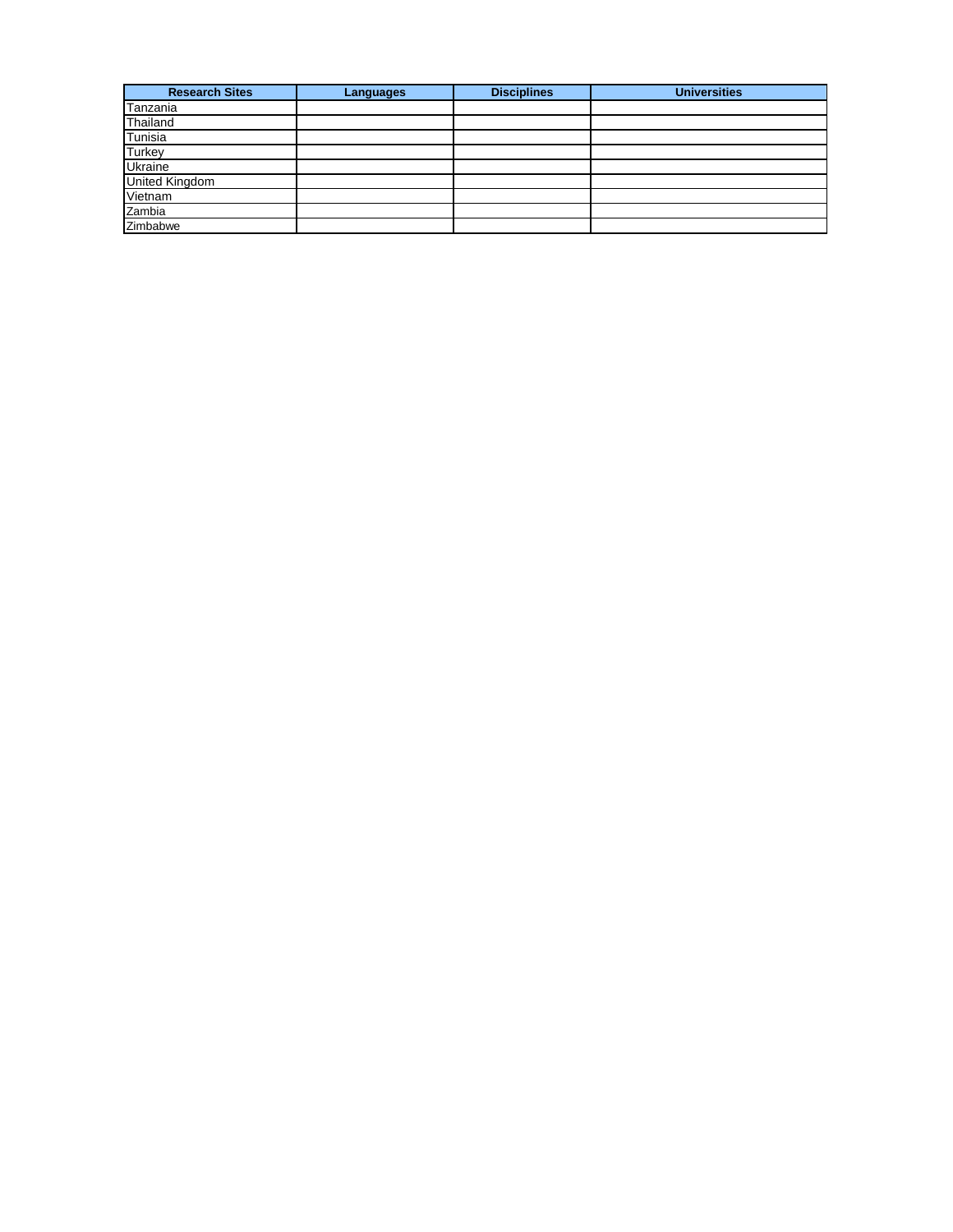| Research Sites | Languages | Disciplines | Universities |
|---|---|---|---|
| Tanzania | | | |
| Thailand | | | |
| Tunisia | | | |
| Turkey | | | |
| Ukraine | | | |
| United Kingdom | | | |
| Vietnam | | | |
| Zambia | | | |
| Zimbabwe | | | |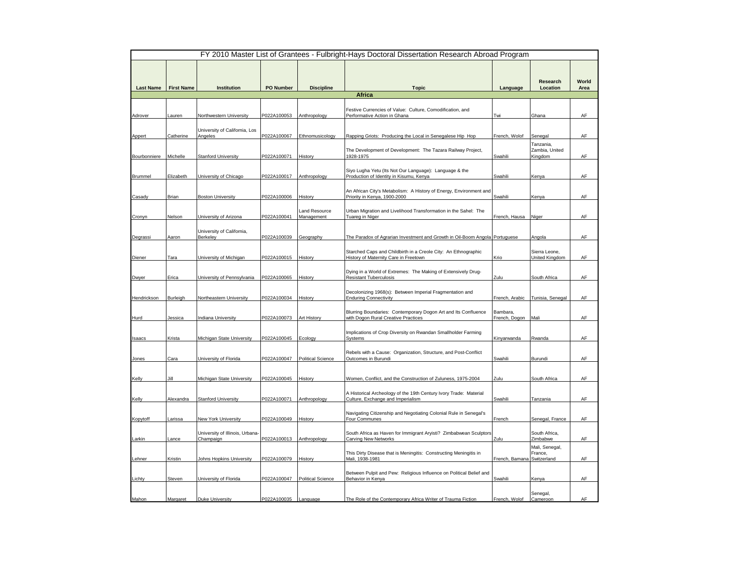# FY 2010 Master List of Grantees - Fulbright-Hays Doctoral Dissertation Research Abroad Program

| Last Name | First Name | Institution | PO Number | Discipline | Topic | Language | Research Location | World Area |
|---|---|---|---|---|---|---|---|---|
| **Africa** | | | | | | | | |
| Adrover | Lauren | Northwestern University | P022A100053 | Anthropology | Festive Currencies of Value: Culture, Comodification, and Performative Action in Ghana | Twi | Ghana | AF |
| Appert | Catherine | University of California, Los Angeles | P022A100067 | Ethnomusicology | Rapping Griots: Producing the Local in Senegalese Hip Hop | French, Wolof | Senegal | AF |
| Bourbonniere | Michelle | Stanford University | P022A100071 | History | The Development of Development: The Tazara Railway Project, 1928-1975 | Swahili | Tanzania, Zambia, United Kingdom | AF |
| Brummel | Elizabeth | University of Chicago | P022A100017 | Anthropology | Siyo Lugha Yetu (Its Not Our Language): Language & the Production of Identity in Kisumu, Kenya | Swahili | Kenya | AF |
| Casady | Brian | Boston University | P022A100006 | History | An African City's Metabolism: A History of Energy, Environment and Priority in Kenya, 1900-2000 | Swahili | Kenya | AF |
| Cronyn | Nelson | University of Arizona | P022A100041 | Land Resource Management | Urban Migration and Livelihood Transformation in the Sahel: The Tuareg in Niger | French, Hausa | Niger | AF |
| Degrassi | Aaron | University of California, Berkeley | P022A100039 | Geography | The Paradox of Agrarian Investment and Growth in Oil-Boom Angola | Portuguese | Angola | AF |
| Diener | Tara | University of Michigan | P022A100015 | History | Starched Caps and Childbirth in a Creole City: An Ethnographic History of Maternity Care in Freetown | Krio | Sierra Leone, United Kingdom | AF |
| Dwyer | Erica | University of Pennsylvania | P022A100065 | History | Dying in a World of Extremes: The Making of Extensively Drug-Resistant Tuberculosis | Zulu | South Africa | AF |
| Hendrickson | Burleigh | Northeastern University | P022A100034 | History | Decolonizing 1968(s): Between Imperial Fragmentation and Enduring Connectivity | French, Arabic | Tunisia, Senegal | AF |
| Hurd | Jessica | Indiana University | P022A100073 | Art History | Blurring Boundaries: Contemporary Dogon Art and Its Confluence with Dogon Rural Creative Practices | Bambara, French, Dogon | Mali | AF |
| Isaacs | Krista | Michigan State University | P022A100045 | Ecology | Implications of Crop Diversity on Rwandan Smallholder Farming Systems | Kinyarwanda | Rwanda | AF |
| Jones | Cara | University of Florida | P022A100047 | Political Science | Rebels with a Cause: Organization, Structure, and Post-Conflict Outcomes in Burundi | Swahili | Burundi | AF |
| Kelly | Jill | Michigan State University | P022A100045 | History | Women, Conflict, and the Construction of Zuluness, 1975-2004 | Zulu | South Africa | AF |
| Kelly | Alexandra | Stanford University | P022A100071 | Anthropology | A Historical Archeology of the 19th Century Ivory Trade: Material Culture, Exchange and Imperialism | Swahili | Tanzania | AF |
| Kopytoff | Larissa | New York University | P022A100049 | History | Navigating Citizenship and Negotiating Colonial Rule in Senegal's Four Communes | French | Senegal, France | AF |
| Larkin | Lance | University of Illinois, Urbana-Champaign | P022A100013 | Anthropology | South Africa as Haven for Immigrant Aryisti? Zimbabwean Sculptors Carving New Networks | Zulu | South Africa, Zimbabwe | AF |
| Lehner | Kristin | Johns Hopkins University | P022A100079 | History | This Dirty Disease that is Meningitis: Constructing Meningitis in Mali, 1938-1981 | French, Bamana | Mali, Senegal, France, Switzerland | AF |
| Lichty | Steven | University of Florida | P022A100047 | Political Science | Between Pulpit and Pew: Religious Influence on Political Belief and Behavior in Kenya | Swahili | Kenya | AF |
| Mahon | Margaret | Duke University | P022A100035 | Language | The Role of the Contemporary Africa Writer of Trauma Fiction | French, Wolof | Senegal, Cameroon | AF |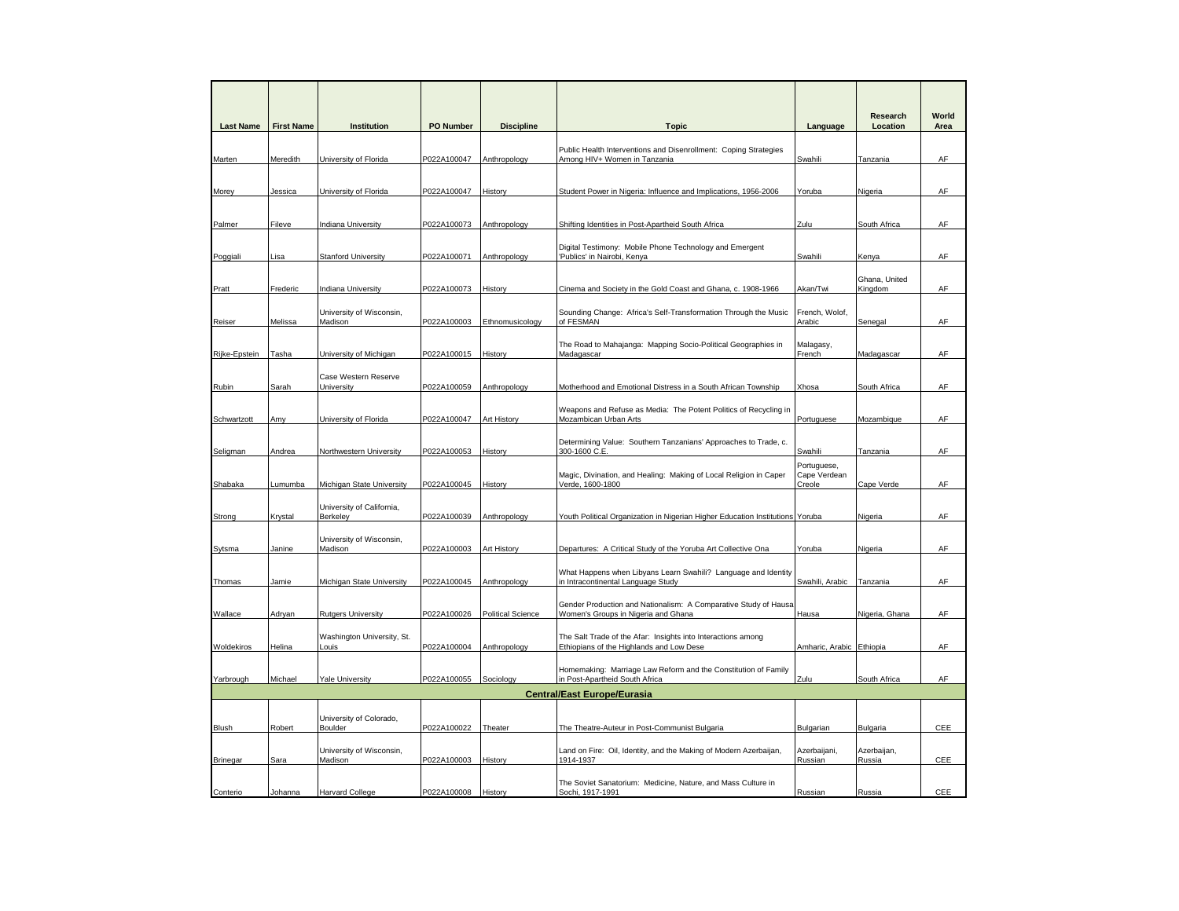| Last Name | First Name | Institution | PO Number | Discipline | Topic | Language | Research Location | World Area |
|---|---|---|---|---|---|---|---|---|
| Marten | Meredith | University of Florida | P022A100047 | Anthropology | Public Health Interventions and Disenrollment: Coping Strategies Among HIV+ Women in Tanzania | Swahili | Tanzania | AF |
| Morey | Jessica | University of Florida | P022A100047 | History | Student Power in Nigeria: Influence and Implications, 1956-2006 | Yoruba | Nigeria | AF |
| Palmer | Fileve | Indiana University | P022A100073 | Anthropology | Shifting Identities in Post-Apartheid South Africa | Zulu | South Africa | AF |
| Poggiali | Lisa | Stanford University | P022A100071 | Anthropology | Digital Testimony: Mobile Phone Technology and Emergent 'Publics' in Nairobi, Kenya | Swahili | Kenya | AF |
| Pratt | Frederic | Indiana University | P022A100073 | History | Cinema and Society in the Gold Coast and Ghana, c. 1908-1966 | Akan/Twi | Ghana, United Kingdom | AF |
| Reiser | Melissa | University of Wisconsin, Madison | P022A100003 | Ethnomusicology | Sounding Change: Africa's Self-Transformation Through the Music of FESMAN | French, Wolof, Arabic | Senegal | AF |
| Rijke-Epstein | Tasha | University of Michigan | P022A100015 | History | The Road to Mahajanga: Mapping Socio-Political Geographies in Madagascar | Malagasy, French | Madagascar | AF |
| Rubin | Sarah | Case Western Reserve University | P022A100059 | Anthropology | Motherhood and Emotional Distress in a South African Township | Xhosa | South Africa | AF |
| Schwartzott | Amy | University of Florida | P022A100047 | Art History | Weapons and Refuse as Media: The Potent Politics of Recycling in Mozambican Urban Arts | Portuguese | Mozambique | AF |
| Seligman | Andrea | Northwestern University | P022A100053 | History | Determining Value: Southern Tanzanians' Approaches to Trade, c. 300-1600 C.E. | Swahili | Tanzania | AF |
| Shabaka | Lumumba | Michigan State University | P022A100045 | History | Magic, Divination, and Healing: Making of Local Religion in Caper Verde, 1600-1800 | Portuguese, Cape Verdean Creole | Cape Verde | AF |
| Strong | Krystal | University of California, Berkeley | P022A100039 | Anthropology | Youth Political Organization in Nigerian Higher Education Institutions | Yoruba | Nigeria | AF |
| Sytsma | Janine | University of Wisconsin, Madison | P022A100003 | Art History | Departures: A Critical Study of the Yoruba Art Collective Ona | Yoruba | Nigeria | AF |
| Thomas | Jamie | Michigan State University | P022A100045 | Anthropology | What Happens when Libyans Learn Swahili? Language and Identity in Intracontinental Language Study | Swahili, Arabic | Tanzania | AF |
| Wallace | Adryan | Rutgers University | P022A100026 | Political Science | Gender Production and Nationalism: A Comparative Study of Hausa Women's Groups in Nigeria and Ghana | Hausa | Nigeria, Ghana | AF |
| Woldekiros | Helina | Washington University, St. Louis | P022A100004 | Anthropology | The Salt Trade of the Afar: Insights into Interactions among Ethiopians of the Highlands and Low Dese | Amharic, Arabic | Ethiopia | AF |
| Yarbrough | Michael | Yale University | P022A100055 | Sociology | Homemaking: Marriage Law Reform and the Constitution of Family in Post-Apartheid South Africa | Zulu | South Africa | AF |
| | | | | | **Central/East Europe/Eurasia** | | | |
| Blush | Robert | University of Colorado, Boulder | P022A100022 | Theater | The Theatre-Auteur in Post-Communist Bulgaria | Bulgarian | Bulgaria | CEE |
| Brinegar | Sara | University of Wisconsin, Madison | P022A100003 | History | Land on Fire: Oil, Identity, and the Making of Modern Azerbaijan, 1914-1937 | Azerbaijani, Russian | Azerbaijan, Russia | CEE |
| Conterio | Johanna | Harvard College | P022A100008 | History | The Soviet Sanatorium: Medicine, Nature, and Mass Culture in Sochi, 1917-1991 | Russian | Russia | CEE |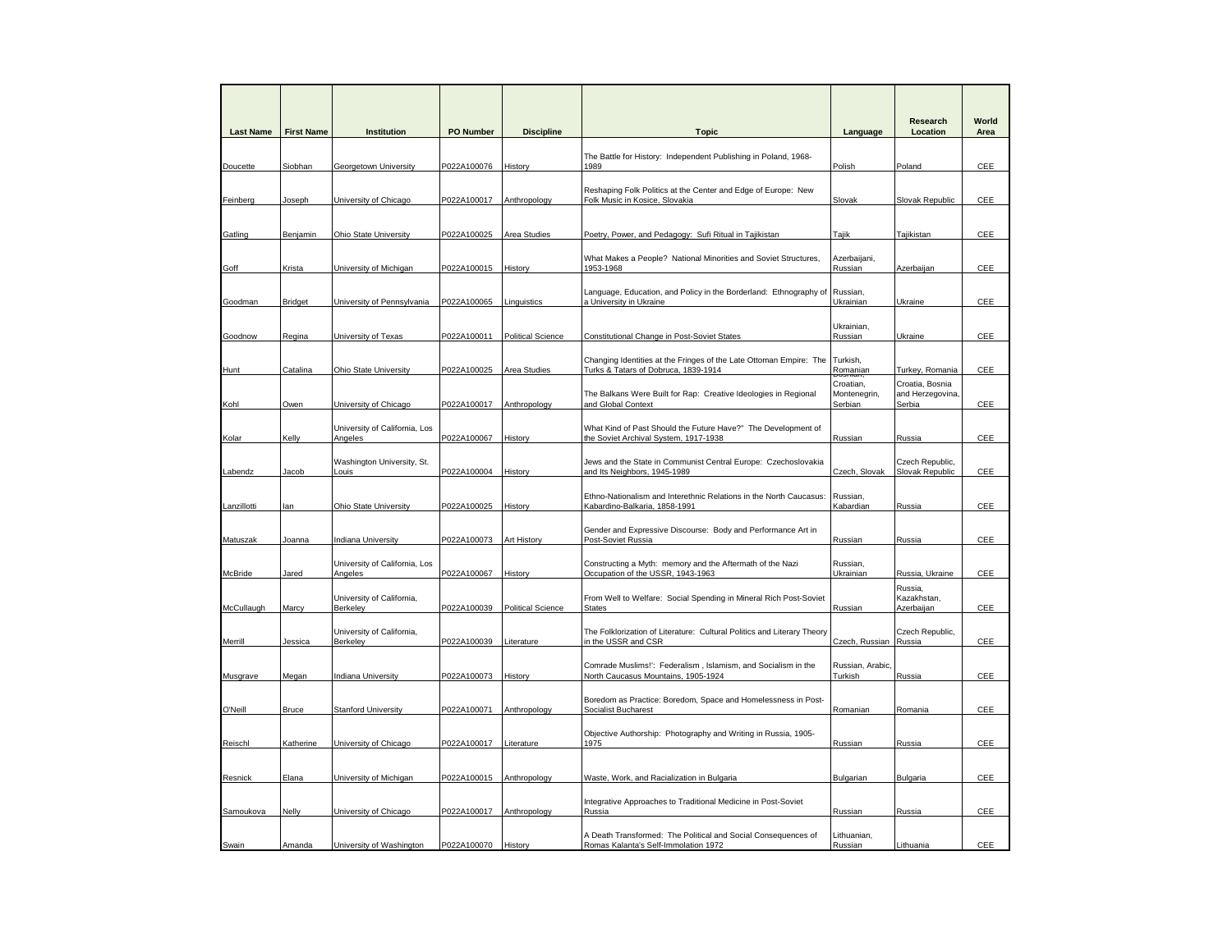| Last Name | First Name | Institution | PO Number | Discipline | Topic | Language | Research Location | World Area |
|---|---|---|---|---|---|---|---|---|
| Doucette | Siobhan | Georgetown University | P022A100076 | History | The Battle for History: Independent Publishing in Poland, 1968-1989 | Polish | Poland | CEE |
| Feinberg | Joseph | University of Chicago | P022A100017 | Anthropology | Reshaping Folk Politics at the Center and Edge of Europe: New Folk Music in Kosice, Slovakia | Slovak | Slovak Republic | CEE |
| Gatling | Benjamin | Ohio State University | P022A100025 | Area Studies | Poetry, Power, and Pedagogy: Sufi Ritual in Tajikistan | Tajik | Tajikistan | CEE |
| Goff | Krista | University of Michigan | P022A100015 | History | What Makes a People? National Minorities and Soviet Structures, 1953-1968 | Azerbaijani, Russian | Azerbaijan | CEE |
| Goodman | Bridget | University of Pennsylvania | P022A100065 | Linguistics | Language, Education, and Policy in the Borderland: Ethnography of a University in Ukraine | Russian, Ukrainian | Ukraine | CEE |
| Goodnow | Regina | University of Texas | P022A100011 | Political Science | Constitutional Change in Post-Soviet States | Ukrainian, Russian | Ukraine | CEE |
| Hunt | Catalina | Ohio State University | P022A100025 | Area Studies | Changing Identities at the Fringes of the Late Ottoman Empire: The Turks & Tatars of Dobruca, 1839-1914 | Turkish, Romanian | Turkey, Romania | CEE |
| Kohl | Owen | University of Chicago | P022A100017 | Anthropology | The Balkans Were Built for Rap: Creative Ideologies in Regional and Global Context | Bosnian, Croatian, Montenegrin, Serbian | Croatia, Bosnia and Herzegovina, Serbia | CEE |
| Kolar | Kelly | University of California, Los Angeles | P022A100067 | History | What Kind of Past Should the Future Have?" The Development of the Soviet Archival System, 1917-1938 | Russian | Russia | CEE |
| Labendz | Jacob | Washington University, St. Louis | P022A100004 | History | Jews and the State in Communist Central Europe: Czechoslovakia and Its Neighbors, 1945-1989 | Czech, Slovak | Czech Republic, Slovak Republic | CEE |
| Lanzillotti | Ian | Ohio State University | P022A100025 | History | Ethno-Nationalism and Interethnic Relations in the North Caucasus: Kabardino-Balkaria, 1858-1991 | Russian, Kabardian | Russia | CEE |
| Matuszak | Joanna | Indiana University | P022A100073 | Art History | Gender and Expressive Discourse: Body and Performance Art in Post-Soviet Russia | Russian | Russia | CEE |
| McBride | Jared | University of California, Los Angeles | P022A100067 | History | Constructing a Myth: memory and the Aftermath of the Nazi Occupation of the USSR, 1943-1963 | Russian, Ukrainian | Russia, Ukraine | CEE |
| McCullaugh | Marcy | University of California, Berkeley | P022A100039 | Political Science | From Well to Welfare: Social Spending in Mineral Rich Post-Soviet States | Russian | Russia, Kazakhstan, Azerbaijan | CEE |
| Merrill | Jessica | University of California, Berkeley | P022A100039 | Literature | The Folklorization of Literature: Cultural Politics and Literary Theory in the USSR and CSR | Czech, Russian | Czech Republic, Russia | CEE |
| Musgrave | Megan | Indiana University | P022A100073 | History | Comrade Muslims!': Federalism , Islamism, and Socialism in the North Caucasus Mountains, 1905-1924 | Russian, Arabic, Turkish | Russia | CEE |
| O'Neill | Bruce | Stanford University | P022A100071 | Anthropology | Boredom as Practice: Boredom, Space and Homelessness in Post-Socialist Bucharest | Romanian | Romania | CEE |
| Reischl | Katherine | University of Chicago | P022A100017 | Literature | Objective Authorship: Photography and Writing in Russia, 1905-1975 | Russian | Russia | CEE |
| Resnick | Elana | University of Michigan | P022A100015 | Anthropology | Waste, Work, and Racialization in Bulgaria | Bulgarian | Bulgaria | CEE |
| Samoukova | Nelly | University of Chicago | P022A100017 | Anthropology | Integrative Approaches to Traditional Medicine in Post-Soviet Russia | Russian | Russia | CEE |
| Swain | Amanda | University of Washington | P022A100070 | History | A Death Transformed: The Political and Social Consequences of Romas Kalanta's Self-Immolation 1972 | Lithuanian, Russian | Lithuania | CEE |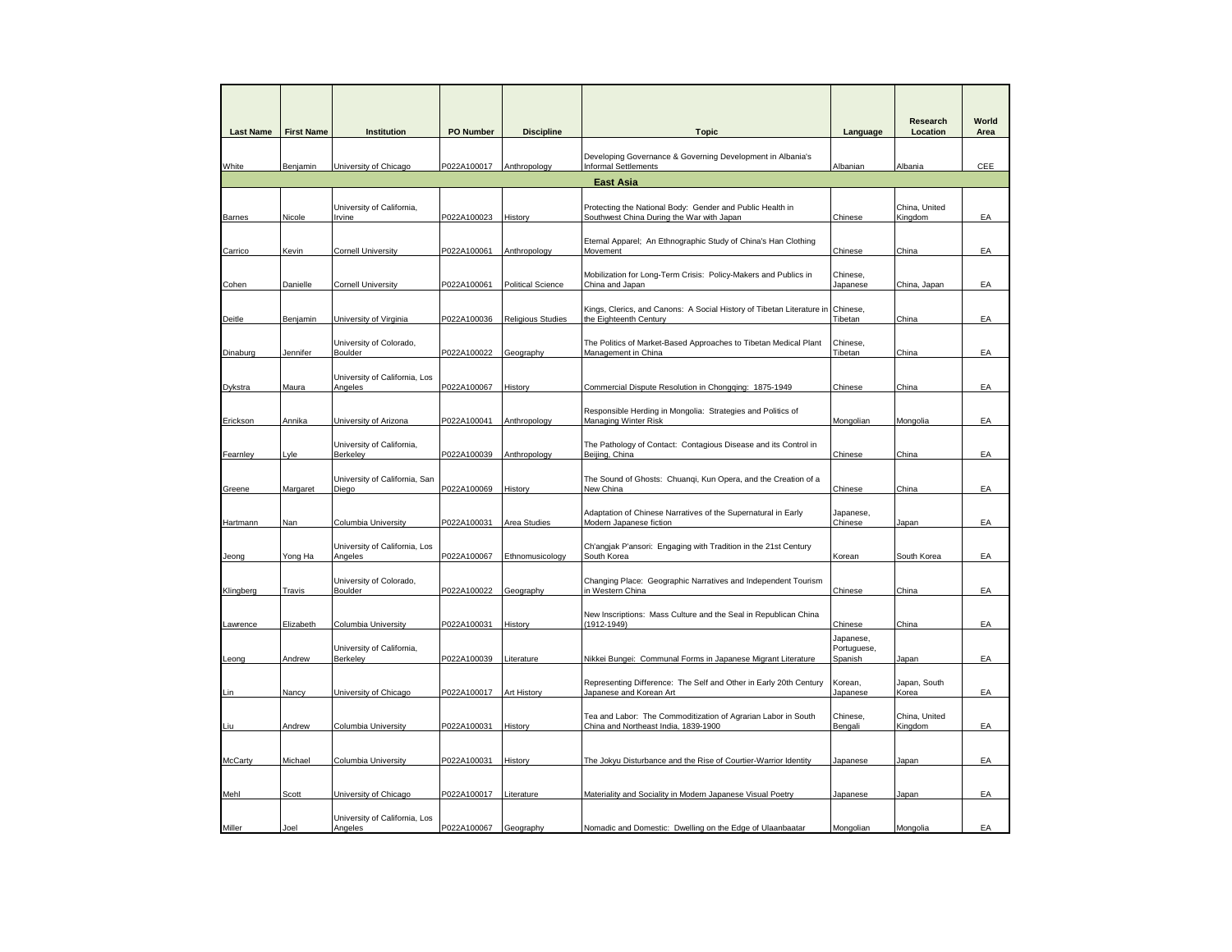| Last Name | First Name | Institution | PO Number | Discipline | Topic | Language | Research Location | World Area |
|---|---|---|---|---|---|---|---|---|
| White | Benjamin | University of Chicago | P022A100017 | Anthropology | Developing Governance & Governing Development in Albania's Informal Settlements | Albanian | Albania | CEE |
| **East Asia** | | | | | | | | |
| Barnes | Nicole | University of California, Irvine | P022A100023 | History | Protecting the National Body: Gender and Public Health in Southwest China During the War with Japan | Chinese | China, United Kingdom | EA |
| Carrico | Kevin | Cornell University | P022A100061 | Anthropology | Eternal Apparel; An Ethnographic Study of China's Han Clothing Movement | Chinese | China | EA |
| Cohen | Danielle | Cornell University | P022A100061 | Political Science | Mobilization for Long-Term Crisis: Policy-Makers and Publics in China and Japan | Chinese, Japanese | China, Japan | EA |
| Deitle | Benjamin | University of Virginia | P022A100036 | Religious Studies | Kings, Clerics, and Canons: A Social History of Tibetan Literature in the Eighteenth Century | Chinese, Tibetan | China | EA |
| Dinaburg | Jennifer | University of Colorado, Boulder | P022A100022 | Geography | The Politics of Market-Based Approaches to Tibetan Medical Plant Management in China | Chinese, Tibetan | China | EA |
| Dykstra | Maura | University of California, Los Angeles | P022A100067 | History | Commercial Dispute Resolution in Chongqing: 1875-1949 | Chinese | China | EA |
| Erickson | Annika | University of Arizona | P022A100041 | Anthropology | Responsible Herding in Mongolia: Strategies and Politics of Managing Winter Risk | Mongolian | Mongolia | EA |
| Fearnley | Lyle | University of California, Berkeley | P022A100039 | Anthropology | The Pathology of Contact: Contagious Disease and its Control in Beijing, China | Chinese | China | EA |
| Greene | Margaret | University of California, San Diego | P022A100069 | History | The Sound of Ghosts: Chuanqi, Kun Opera, and the Creation of a New China | Chinese | China | EA |
| Hartmann | Nan | Columbia University | P022A100031 | Area Studies | Adaptation of Chinese Narratives of the Supernatural in Early Modern Japanese fiction | Japanese, Chinese | Japan | EA |
| Jeong | Yong Ha | University of California, Los Angeles | P022A100067 | Ethnomusicology | Ch'angjak P'ansori: Engaging with Tradition in the 21st Century South Korea | Korean | South Korea | EA |
| Klingberg | Travis | University of Colorado, Boulder | P022A100022 | Geography | Changing Place: Geographic Narratives and Independent Tourism in Western China | Chinese | China | EA |
| Lawrence | Elizabeth | Columbia University | P022A100031 | History | New Inscriptions: Mass Culture and the Seal in Republican China (1912-1949) | Chinese | China | EA |
| Leong | Andrew | University of California, Berkeley | P022A100039 | Literature | Nikkei Bungei: Communal Forms in Japanese Migrant Literature | Japanese, Portuguese, Spanish | Japan | EA |
| Lin | Nancy | University of Chicago | P022A100017 | Art History | Representing Difference: The Self and Other in Early 20th Century Japanese and Korean Art | Korean, Japanese | Japan, South Korea | EA |
| Liu | Andrew | Columbia University | P022A100031 | History | Tea and Labor: The Commoditization of Agrarian Labor in South China and Northeast India, 1839-1900 | Chinese, Bengali | China, United Kingdom | EA |
| McCarty | Michael | Columbia University | P022A100031 | History | The Jokyu Disturbance and the Rise of Courtier-Warrior Identity | Japanese | Japan | EA |
| Mehl | Scott | University of Chicago | P022A100017 | Literature | Materiality and Sociality in Modern Japanese Visual Poetry | Japanese | Japan | EA |
| Miller | Joel | University of California, Los Angeles | P022A100067 | Geography | Nomadic and Domestic: Dwelling on the Edge of Ulaanbaatar | Mongolian | Mongolia | EA |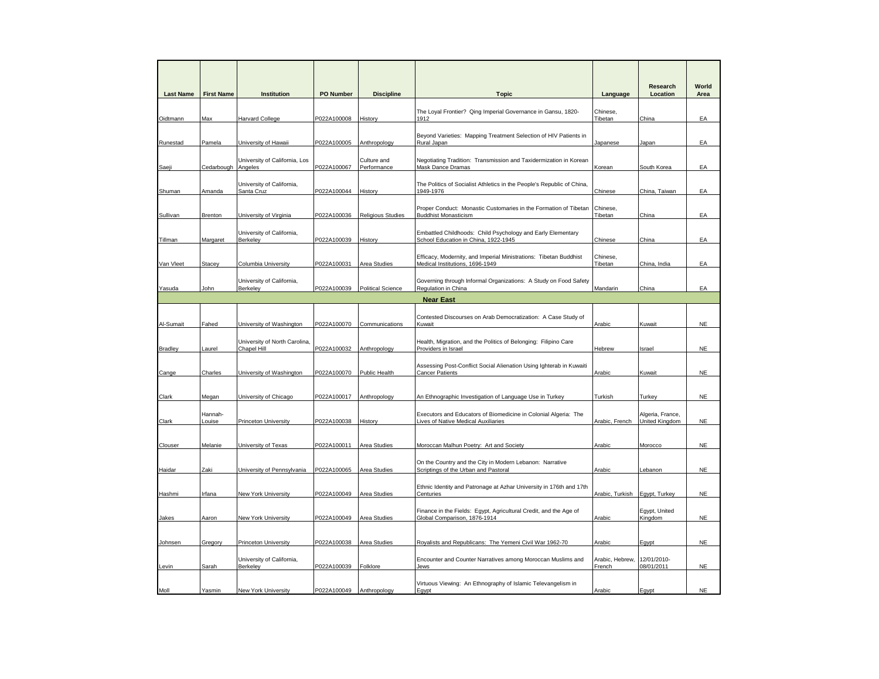| Last Name | First Name | Institution | PO Number | Discipline | Topic | Language | Research Location | World Area |
|---|---|---|---|---|---|---|---|---|
| Oidtmann | Max | Harvard College | P022A100008 | History | The Loyal Frontier? Qing Imperial Governance in Gansu, 1820-1912 | Chinese, Tibetan | China | EA |
| Runestad | Pamela | University of Hawaii | P022A100005 | Anthropology | Beyond Varieties: Mapping Treatment Selection of HIV Patients in Rural Japan | Japanese | Japan | EA |
| Saeji | Cedarbough | University of California, Los Angeles | P022A100067 | Culture and Performance | Negotiating Tradition: Transmission and Taxidermization in Korean Mask Dance Dramas | Korean | South Korea | EA |
| Shuman | Amanda | University of California, Santa Cruz | P022A100044 | History | The Politics of Socialist Athletics in the People's Republic of China, 1949-1976 | Chinese | China, Taiwan | EA |
| Sullivan | Brenton | University of Virginia | P022A100036 | Religious Studies | Proper Conduct: Monastic Customaries in the Formation of Tibetan Buddhist Monasticism | Chinese, Tibetan | China | EA |
| Tillman | Margaret | University of California, Berkeley | P022A100039 | History | Embattled Childhoods: Child Psychology and Early Elementary School Education in China, 1922-1945 | Chinese | China | EA |
| Van Vleet | Stacey | Columbia University | P022A100031 | Area Studies | Efficacy, Modernity, and Imperial Ministrations: Tibetan Buddhist Medical Institutions, 1696-1949 | Chinese, Tibetan | China, India | EA |
| Yasuda | John | University of California, Berkeley | P022A100039 | Political Science | Governing through Informal Organizations: A Study on Food Safety Regulation in China | Mandarin | China | EA |
| | | | | | **Near East** | | | |
| Al-Sumait | Fahed | University of Washington | P022A100070 | Communications | Contested Discourses on Arab Democratization: A Case Study of Kuwait | Arabic | Kuwait | NE |
| Bradley | Laurel | University of North Carolina, Chapel Hill | P022A100032 | Anthropology | Health, Migration, and the Politics of Belonging: Filipino Care Providers in Israel | Hebrew | Israel | NE |
| Cange | Charles | University of Washington | P022A100070 | Public Health | Assessing Post-Conflict Social Alienation Using Ighterab in Kuwaiti Cancer Patients | Arabic | Kuwait | NE |
| Clark | Megan | University of Chicago | P022A100017 | Anthropology | An Ethnographic Investigation of Language Use in Turkey | Turkish | Turkey | NE |
| Clark | Hannah-Louise | Princeton University | P022A100038 | History | Executors and Educators of Biomedicine in Colonial Algeria: The Lives of Native Medical Auxiliaries | Arabic, French | Algeria, France, United Kingdom | NE |
| Clouser | Melanie | University of Texas | P022A100011 | Area Studies | Moroccan Malhun Poetry: Art and Society | Arabic | Morocco | NE |
| Haidar | Zaki | University of Pennsylvania | P022A100065 | Area Studies | On the Country and the City in Modern Lebanon: Narrative Scriptings of the Urban and Pastoral | Arabic | Lebanon | NE |
| Hashmi | Irfana | New York University | P022A100049 | Area Studies | Ethnic Identity and Patronage at Azhar University in 176th and 17th Centuries | Arabic, Turkish | Egypt, Turkey | NE |
| Jakes | Aaron | New York University | P022A100049 | Area Studies | Finance in the Fields: Egypt, Agricultural Credit, and the Age of Global Comparison, 1876-1914 | Arabic | Egypt, United Kingdom | NE |
| Johnsen | Gregory | Princeton University | P022A100038 | Area Studies | Royalists and Republicans: The Yemeni Civil War 1962-70 | Arabic | Egypt | NE |
| Levin | Sarah | University of California, Berkeley | P022A100039 | Folklore | Encounter and Counter Narratives among Moroccan Muslims and Jews | Arabic, Hebrew, French | 12/01/2010-08/01/2011 | NE |
| Moll | Yasmin | New York University | P022A100049 | Anthropology | Virtuous Viewing: An Ethnography of Islamic Televangelism in Egypt | Arabic | Egypt | NE |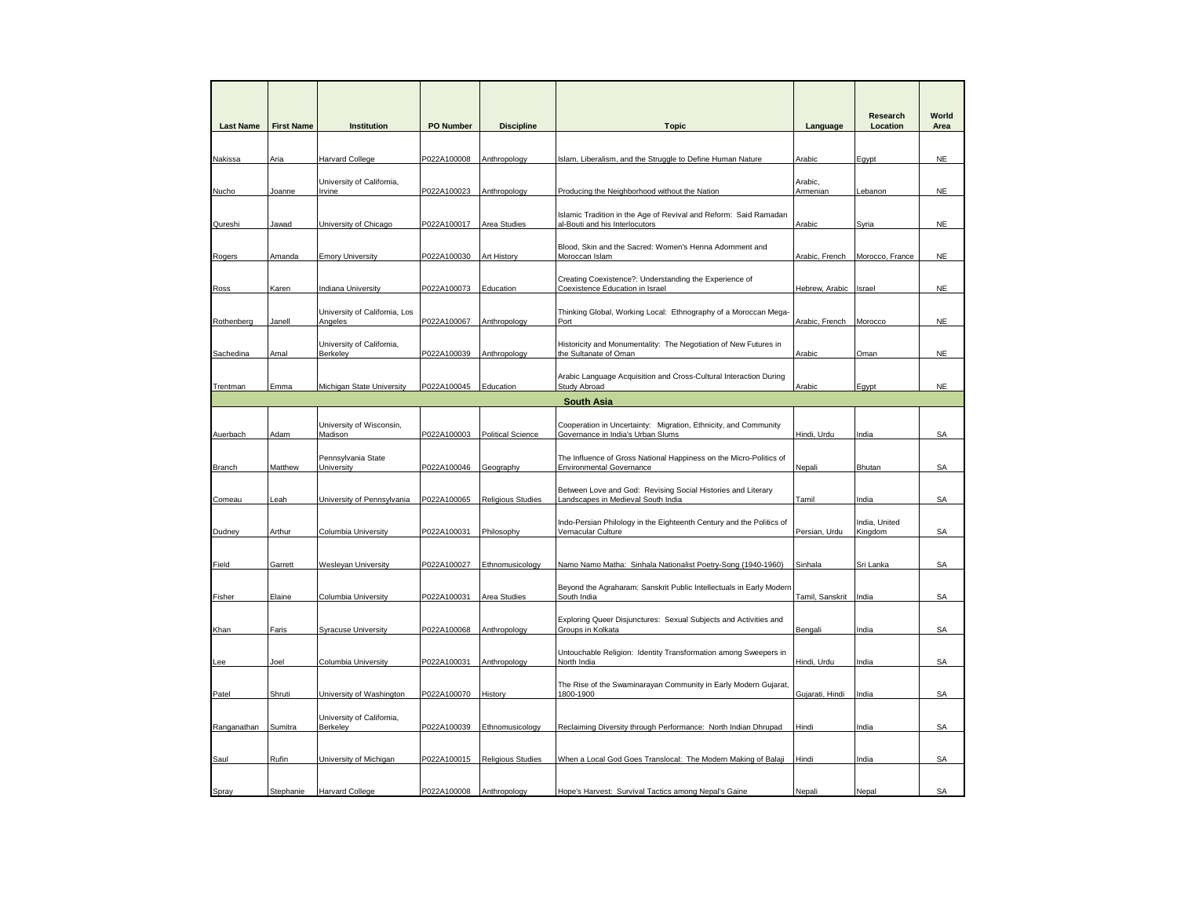| Last Name | First Name | Institution | PO Number | Discipline | Topic | Language | Research Location | World Area |
|---|---|---|---|---|---|---|---|---|
| Nakissa | Aria | Harvard College | P022A100008 | Anthropology | Islam, Liberalism, and the Struggle to Define Human Nature | Arabic | Egypt | NE |
| Nucho | Joanne | University of California, Irvine | P022A100023 | Anthropology | Producing the Neighborhood without the Nation | Arabic, Armenian | Lebanon | NE |
| Qureshi | Jawad | University of Chicago | P022A100017 | Area Studies | Islamic Tradition in the Age of Revival and Reform: Said Ramadan al-Bouti and his Interlocutors | Arabic | Syria | NE |
| Rogers | Amanda | Emory University | P022A100030 | Art History | Blood, Skin and the Sacred: Women's Henna Adornment and Moroccan Islam | Arabic, French | Morocco, France | NE |
| Ross | Karen | Indiana University | P022A100073 | Education | Creating Coexistence?: Understanding the Experience of Coexistence Education in Israel | Hebrew, Arabic | Israel | NE |
| Rothenberg | Janell | University of California, Los Angeles | P022A100067 | Anthropology | Thinking Global, Working Local: Ethnography of a Moroccan Mega-Port | Arabic, French | Morocco | NE |
| Sachedina | Amal | University of California, Berkeley | P022A100039 | Anthropology | Historicity and Monumentality: The Negotiation of New Futures in the Sultanate of Oman | Arabic | Oman | NE |
| Trentman | Emma | Michigan State University | P022A100045 | Education | Arabic Language Acquisition and Cross-Cultural Interaction During Study Abroad | Arabic | Egypt | NE |
| **South Asia** | | | | | | | | |
| Auerbach | Adam | University of Wisconsin, Madison | P022A100003 | Political Science | Cooperation in Uncertainty: Migration, Ethnicity, and Community Governance in India's Urban Slums | Hindi, Urdu | India | SA |
| Branch | Matthew | Pennsylvania State University | P022A100046 | Geography | The Influence of Gross National Happiness on the Micro-Politics of Environmental Governance | Nepali | Bhutan | SA |
| Comeau | Leah | University of Pennsylvania | P022A100065 | Religious Studies | Between Love and God: Revising Social Histories and Literary Landscapes in Medieval South India | Tamil | India | SA |
| Dudney | Arthur | Columbia University | P022A100031 | Philosophy | Indo-Persian Philology in the Eighteenth Century and the Politics of Vernacular Culture | Persian, Urdu | India, United Kingdom | SA |
| Field | Garrett | Wesleyan University | P022A100027 | Ethnomusicology | Namo Namo Matha: Sinhala Nationalist Poetry-Song (1940-1960) | Sinhala | Sri Lanka | SA |
| Fisher | Elaine | Columbia University | P022A100031 | Area Studies | Beyond the Agraharam: Sanskrit Public Intellectuals in Early Modern South India | Tamil, Sanskrit | India | SA |
| Khan | Faris | Syracuse University | P022A100068 | Anthropology | Exploring Queer Disjunctures: Sexual Subjects and Activities and Groups in Kolkata | Bengali | India | SA |
| Lee | Joel | Columbia University | P022A100031 | Anthropology | Untouchable Religion: Identity Transformation among Sweepers in North India | Hindi, Urdu | India | SA |
| Patel | Shruti | University of Washington | P022A100070 | History | The Rise of the Swaminarayan Community in Early Modern Gujarat, 1800-1900 | Gujarati, Hindi | India | SA |
| Ranganathan | Sumitra | University of California, Berkeley | P022A100039 | Ethnomusicology | Reclaiming Diversity through Performance: North Indian Dhrupad | Hindi | India | SA |
| Saul | Rufin | University of Michigan | P022A100015 | Religious Studies | When a Local God Goes Translocal: The Modern Making of Balaji | Hindi | India | SA |
| Spray | Stephanie | Harvard College | P022A100008 | Anthropology | Hope's Harvest: Survival Tactics among Nepal's Gaine | Nepali | Nepal | SA |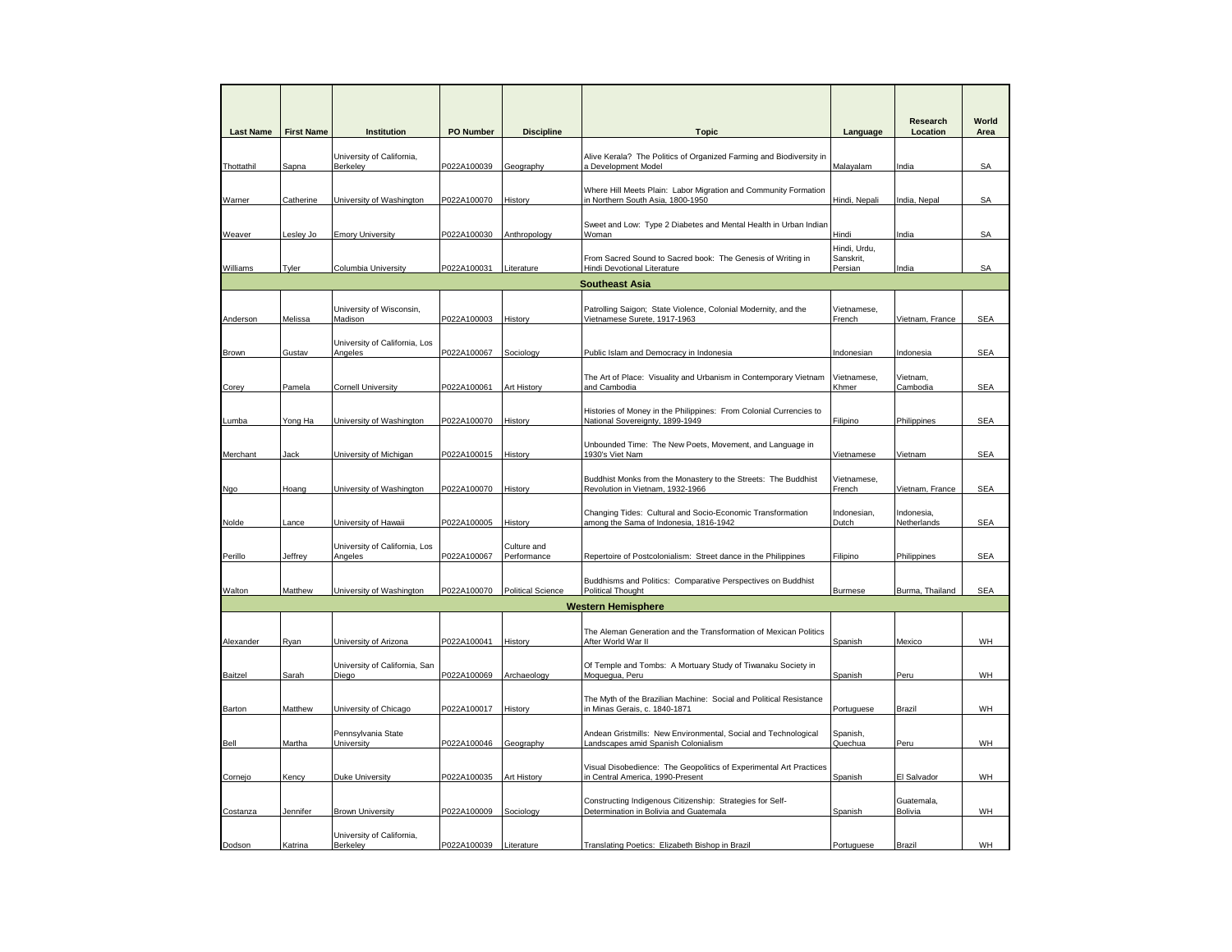| Last Name | First Name | Institution | PO Number | Discipline | Topic | Language | Research Location | World Area |
|---|---|---|---|---|---|---|---|---|
| Thottathil | Sapna | University of California, Berkeley | P022A100039 | Geography | Alive Kerala? The Politics of Organized Farming and Biodiversity in a Development Model | Malayalam | India | SA |
| Warner | Catherine | University of Washington | P022A100070 | History | Where Hill Meets Plain: Labor Migration and Community Formation in Northern South Asia, 1800-1950 | Hindi, Nepali | India, Nepal | SA |
| Weaver | Lesley Jo | Emory University | P022A100030 | Anthropology | Sweet and Low: Type 2 Diabetes and Mental Health in Urban Indian Woman | Hindi | India | SA |
| Williams | Tyler | Columbia University | P022A100031 | Literature | From Sacred Sound to Sacred book: The Genesis of Writing in Hindi Devotional Literature | Hindi, Urdu, Sanskrit, Persian | India | SA |
| | | | | | **Southeast Asia** | | | |
| Anderson | Melissa | University of Wisconsin, Madison | P022A100003 | History | Patrolling Saigon; State Violence, Colonial Modernity, and the Vietnamese Surete, 1917-1963 | Vietnamese, French | Vietnam, France | SEA |
| Brown | Gustav | University of California, Los Angeles | P022A100067 | Sociology | Public Islam and Democracy in Indonesia | Indonesian | Indonesia | SEA |
| Corey | Pamela | Cornell University | P022A100061 | Art History | The Art of Place: Visuality and Urbanism in Contemporary Vietnam and Cambodia | Vietnamese, Khmer | Vietnam, Cambodia | SEA |
| Lumba | Yong Ha | University of Washington | P022A100070 | History | Histories of Money in the Philippines: From Colonial Currencies to National Sovereignty, 1899-1949 | Filipino | Philippines | SEA |
| Merchant | Jack | University of Michigan | P022A100015 | History | Unbounded Time: The New Poets, Movement, and Language in 1930's Viet Nam | Vietnamese | Vietnam | SEA |
| Ngo | Hoang | University of Washington | P022A100070 | History | Buddhist Monks from the Monastery to the Streets: The Buddhist Revolution in Vietnam, 1932-1966 | Vietnamese, French | Vietnam, France | SEA |
| Nolde | Lance | University of Hawaii | P022A100005 | History | Changing Tides: Cultural and Socio-Economic Transformation among the Sama of Indonesia, 1816-1942 | Indonesian, Dutch | Indonesia, Netherlands | SEA |
| Perillo | Jeffrey | University of California, Los Angeles | P022A100067 | Culture and Performance | Repertoire of Postcolonialism: Street dance in the Philippines | Filipino | Philippines | SEA |
| Walton | Matthew | University of Washington | P022A100070 | Political Science | Buddhisms and Politics: Comparative Perspectives on Buddhist Political Thought | Burmese | Burma, Thailand | SEA |
| | | | | | **Western Hemisphere** | | | |
| Alexander | Ryan | University of Arizona | P022A100041 | History | The Aleman Generation and the Transformation of Mexican Politics After World War II | Spanish | Mexico | WH |
| Baitzel | Sarah | University of California, San Diego | P022A100069 | Archaeology | Of Temple and Tombs: A Mortuary Study of Tiwanaku Society in Moquegua, Peru | Spanish | Peru | WH |
| Barton | Matthew | University of Chicago | P022A100017 | History | The Myth of the Brazilian Machine: Social and Political Resistance in Minas Gerais, c. 1840-1871 | Portuguese | Brazil | WH |
| Bell | Martha | Pennsylvania State University | P022A100046 | Geography | Andean Gristmills: New Environmental, Social and Technological Landscapes amid Spanish Colonialism | Spanish, Quechua | Peru | WH |
| Cornejo | Kency | Duke University | P022A100035 | Art History | Visual Disobedience: The Geopolitics of Experimental Art Practices in Central America, 1990-Present | Spanish | El Salvador | WH |
| Costanza | Jennifer | Brown University | P022A100009 | Sociology | Constructing Indigenous Citizenship: Strategies for Self-Determination in Bolivia and Guatemala | Spanish | Guatemala, Bolivia | WH |
| Dodson | Katrina | University of California, Berkeley | P022A100039 | Literature | Translating Poetics: Elizabeth Bishop in Brazil | Portuguese | Brazil | WH |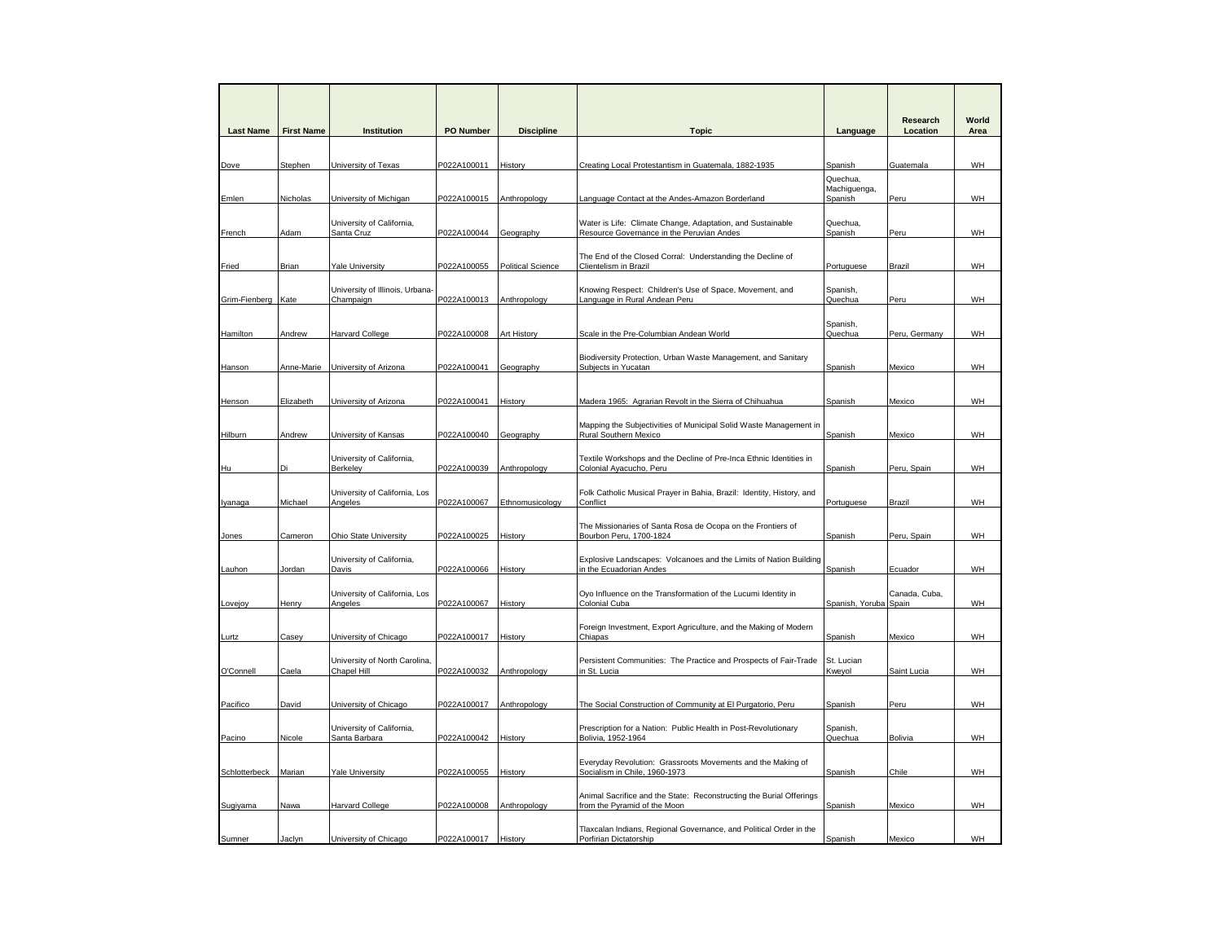| Last Name | First Name | Institution | PO Number | Discipline | Topic | Language | Research Location | World Area |
|---|---|---|---|---|---|---|---|---|
| Dove | Stephen | University of Texas | P022A100011 | History | Creating Local Protestantism in Guatemala, 1882-1935 | Spanish | Guatemala | WH |
| Emlen | Nicholas | University of Michigan | P022A100015 | Anthropology | Language Contact at the Andes-Amazon Borderland | Quechua, Machiguenga, Spanish | Peru | WH |
| French | Adam | University of California, Santa Cruz | P022A100044 | Geography | Water is Life: Climate Change, Adaptation, and Sustainable Resource Governance in the Peruvian Andes | Quechua, Spanish | Peru | WH |
| Fried | Brian | Yale University | P022A100055 | Political Science | The End of the Closed Corral: Understanding the Decline of Clientelism in Brazil | Portuguese | Brazil | WH |
| Grim-Fienberg | Kate | University of Illinois, Urbana-Champaign | P022A100013 | Anthropology | Knowing Respect: Children's Use of Space, Movement, and Language in Rural Andean Peru | Spanish, Quechua | Peru | WH |
| Hamilton | Andrew | Harvard College | P022A100008 | Art History | Scale in the Pre-Columbian Andean World | Spanish, Quechua | Peru, Germany | WH |
| Hanson | Anne-Marie | University of Arizona | P022A100041 | Geography | Biodiversity Protection, Urban Waste Management, and Sanitary Subjects in Yucatan | Spanish | Mexico | WH |
| Henson | Elizabeth | University of Arizona | P022A100041 | History | Madera 1965: Agrarian Revolt in the Sierra of Chihuahua | Spanish | Mexico | WH |
| Hilburn | Andrew | University of Kansas | P022A100040 | Geography | Mapping the Subjectivities of Municipal Solid Waste Management in Rural Southern Mexico | Spanish | Mexico | WH |
| Hu | Di | University of California, Berkeley | P022A100039 | Anthropology | Textile Workshops and the Decline of Pre-Inca Ethnic Identities in Colonial Ayacucho, Peru | Spanish | Peru, Spain | WH |
| Iyanaga | Michael | University of California, Los Angeles | P022A100067 | Ethnomusicology | Folk Catholic Musical Prayer in Bahia, Brazil: Identity, History, and Conflict | Portuguese | Brazil | WH |
| Jones | Cameron | Ohio State University | P022A100025 | History | The Missionaries of Santa Rosa de Ocopa on the Frontiers of Bourbon Peru, 1700-1824 | Spanish | Peru, Spain | WH |
| Lauhon | Jordan | University of California, Davis | P022A100066 | History | Explosive Landscapes: Volcanoes and the Limits of Nation Building in the Ecuadorian Andes | Spanish | Ecuador | WH |
| Lovejoy | Henry | University of California, Los Angeles | P022A100067 | History | Oyo Influence on the Transformation of the Lucumi Identity in Colonial Cuba | Spanish, Yoruba | Canada, Cuba, Spain | WH |
| Lurtz | Casey | University of Chicago | P022A100017 | History | Foreign Investment, Export Agriculture, and the Making of Modern Chiapas | Spanish | Mexico | WH |
| O'Connell | Caela | University of North Carolina, Chapel Hill | P022A100032 | Anthropology | Persistent Communities: The Practice and Prospects of Fair-Trade in St. Lucia | St. Lucian Kweyol | Saint Lucia | WH |
| Pacifico | David | University of Chicago | P022A100017 | Anthropology | The Social Construction of Community at El Purgatorio, Peru | Spanish | Peru | WH |
| Pacino | Nicole | University of California, Santa Barbara | P022A100042 | History | Prescription for a Nation: Public Health in Post-Revolutionary Bolivia, 1952-1964 | Spanish, Quechua | Bolivia | WH |
| Schlotterbeck | Marian | Yale University | P022A100055 | History | Everyday Revolution: Grassroots Movements and the Making of Socialism in Chile, 1960-1973 | Spanish | Chile | WH |
| Sugiyama | Nawa | Harvard College | P022A100008 | Anthropology | Animal Sacrifice and the State: Reconstructing the Burial Offerings from the Pyramid of the Moon | Spanish | Mexico | WH |
| Sumner | Jaclyn | University of Chicago | P022A100017 | History | Tlaxcalan Indians, Regional Governance, and Political Order in the Porfirian Dictatorship | Spanish | Mexico | WH |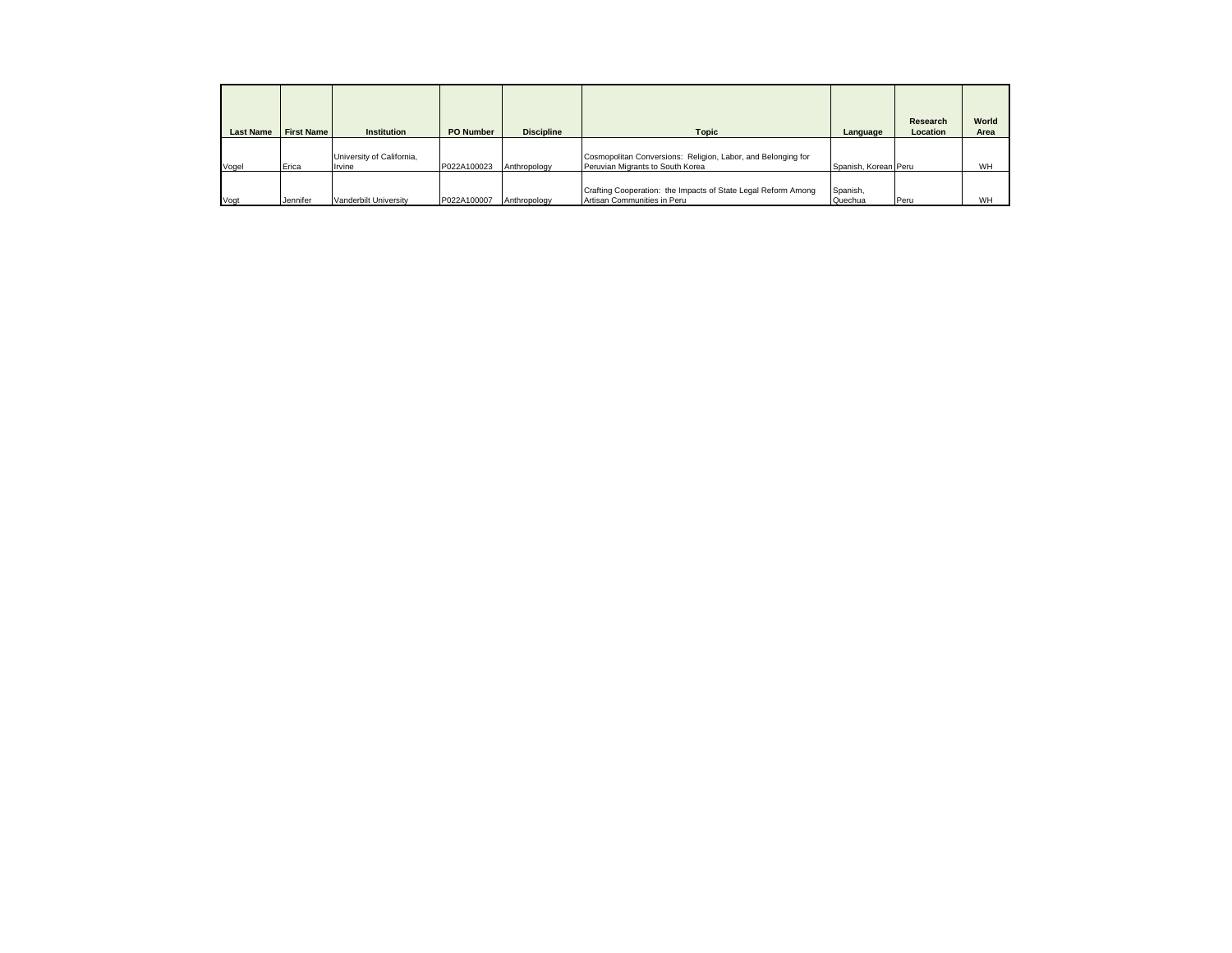| Last Name | First Name | Institution | PO Number | Discipline | Topic | Language | Research Location | World Area |
|---|---|---|---|---|---|---|---|---|
| Vogel | Erica | University of California, Irvine | P022A100023 | Anthropology | Cosmopolitan Conversions: Religion, Labor, and Belonging for Peruvian Migrants to South Korea | Spanish, Korean | Peru | WH |
| Vogt | Jennifer | Vanderbilt University | P022A100007 | Anthropology | Crafting Cooperation: the Impacts of State Legal Reform Among Artisan Communities in Peru | Spanish, Quechua | Peru | WH |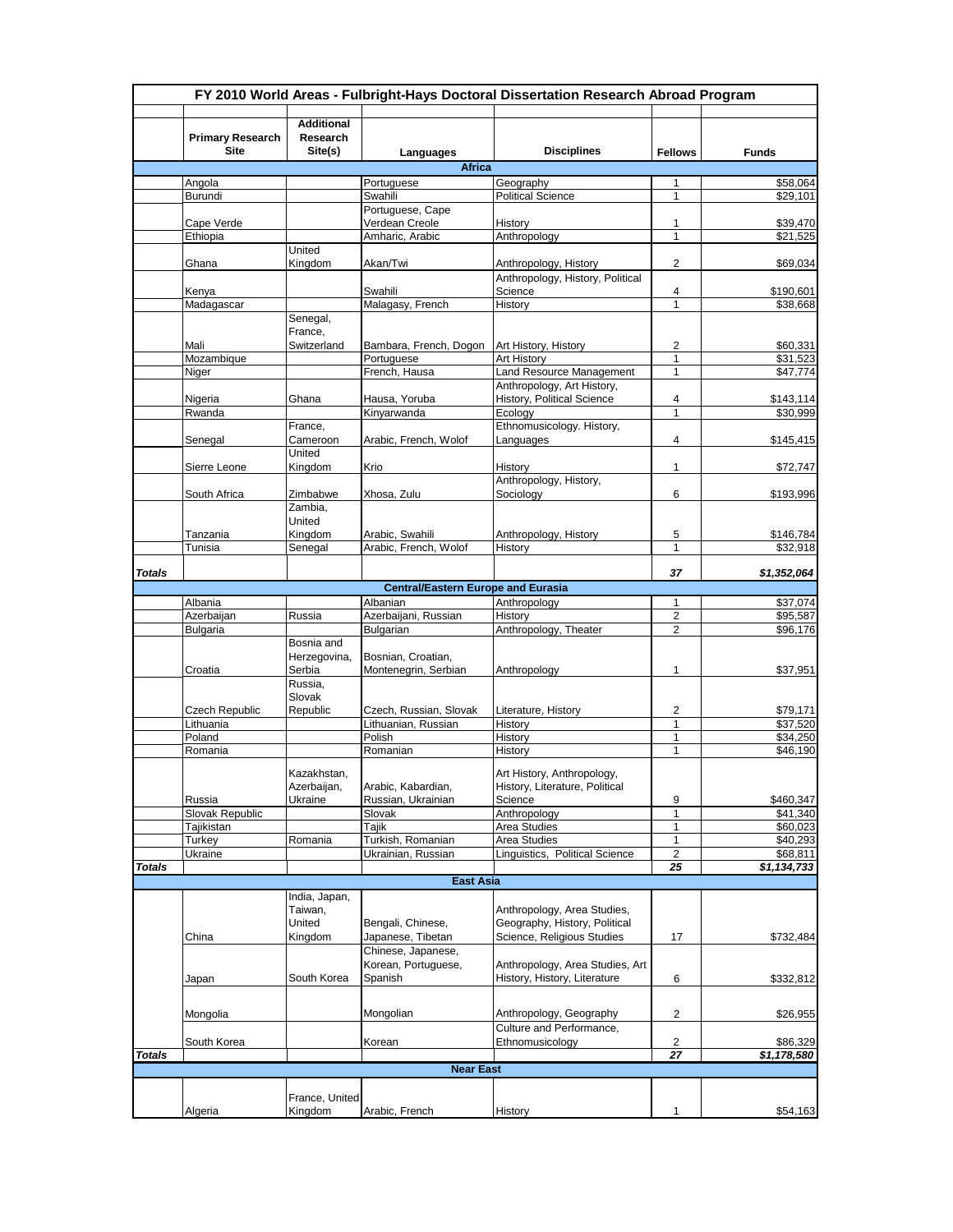| FY 2010 World Areas - Fulbright-Hays Doctoral Dissertation Research Abroad Program | | | | | | |
|---|---|---|---|---|---|---|
| | Primary Research Site | Additional Research Site(s) | Languages | Disciplines | Fellows | Funds |
| **Africa** | | | | | | |
| | Angola | | Portuguese | Geography | 1 | $58,064 |
| | Burundi | | Swahili | Political Science | 1 | $29,101 |
| | Cape Verde | | Portuguese, Cape Verdean Creole | History | 1 | $39,470 |
| | Ethiopia | | Amharic, Arabic | Anthropology | 1 | $21,525 |
| | Ghana | United Kingdom | Akan/Twi | Anthropology, History | 2 | $69,034 |
| | Kenya | | Swahili | Anthropology, History, Political Science | 4 | $190,601 |
| | Madagascar | | Malagasy, French | History | 1 | $38,668 |
| | Mali | Senegal, France, Switzerland | Bambara, French, Dogon | Art History, History | 2 | $60,331 |
| | Mozambique | | Portuguese | Art History | 1 | $31,523 |
| | Niger | | French, Hausa | Land Resource Management | 1 | $47,774 |
| | Nigeria | Ghana | Hausa, Yoruba | Anthropology, Art History, History, Political Science | 4 | $143,114 |
| | Rwanda | | Kinyarwanda | Ecology | 1 | $30,999 |
| | Senegal | France, Cameroon | Arabic, French, Wolof | Ethnomusicology. History, Languages | 4 | $145,415 |
| | Sierre Leone | United Kingdom | Krio | History | 1 | $72,747 |
| | South Africa | Zimbabwe | Xhosa, Zulu | Anthropology, History, Sociology | 6 | $193,996 |
| | Tanzania | Zambia, United Kingdom | Arabic, Swahili | Anthropology, History | 5 | $146,784 |
| | Tunisia | Senegal | Arabic, French, Wolof | History | 1 | $32,918 |
| ***Totals*** | | | | | ***37*** | ***$1,352,064*** |
| **Central/Eastern Europe and Eurasia** | | | | | | |
| | Albania | | Albanian | Anthropology | 1 | $37,074 |
| | Azerbaijan | Russia | Azerbaijani, Russian | History | 2 | $95,587 |
| | Bulgaria | | Bulgarian | Anthropology, Theater | 2 | $96,176 |
| | Croatia | Bosnia and Herzegovina, Serbia | Bosnian, Croatian, Montenegrin, Serbian | Anthropology | 1 | $37,951 |
| | Czech Republic | Russia, Slovak Republic | Czech, Russian, Slovak | Literature, History | 2 | $79,171 |
| | Lithuania | | Lithuanian, Russian | History | 1 | $37,520 |
| | Poland | | Polish | History | 1 | $34,250 |
| | Romania | | Romanian | History | 1 | $46,190 |
| | Russia | Kazakhstan, Azerbaijan, Ukraine | Arabic, Kabardian, Russian, Ukrainian | Art History, Anthropology, History, Literature, Political Science | 9 | $460,347 |
| | Slovak Republic | | Slovak | Anthropology | 1 | $41,340 |
| | Tajikistan | | Tajik | Area Studies | 1 | $60,023 |
| | Turkey | Romania | Turkish, Romanian | Area Studies | 1 | $40,293 |
| | Ukraine | | Ukrainian, Russian | Linguistics, Political Science | 2 | $68,811 |
| ***Totals*** | | | | | ***25*** | ***$1,134,733*** |
| **East Asia** | | | | | | |
| | China | India, Japan, Taiwan, United Kingdom | Bengali, Chinese, Japanese, Tibetan | Anthropology, Area Studies, Geography, History, Political Science, Religious Studies | 17 | $732,484 |
| | Japan | South Korea | Chinese, Japanese, Korean, Portuguese, Spanish | Anthropology, Area Studies, Art History, History, Literature | 6 | $332,812 |
| | Mongolia | | Mongolian | Anthropology, Geography | 2 | $26,955 |
| | South Korea | | Korean | Culture and Performance, Ethnomusicology | 2 | $86,329 |
| ***Totals*** | | | | | ***27*** | ***$1,178,580*** |
| **Near East** | | | | | | |
| | Algeria | France, United Kingdom | Arabic, French | History | 1 | $54,163 |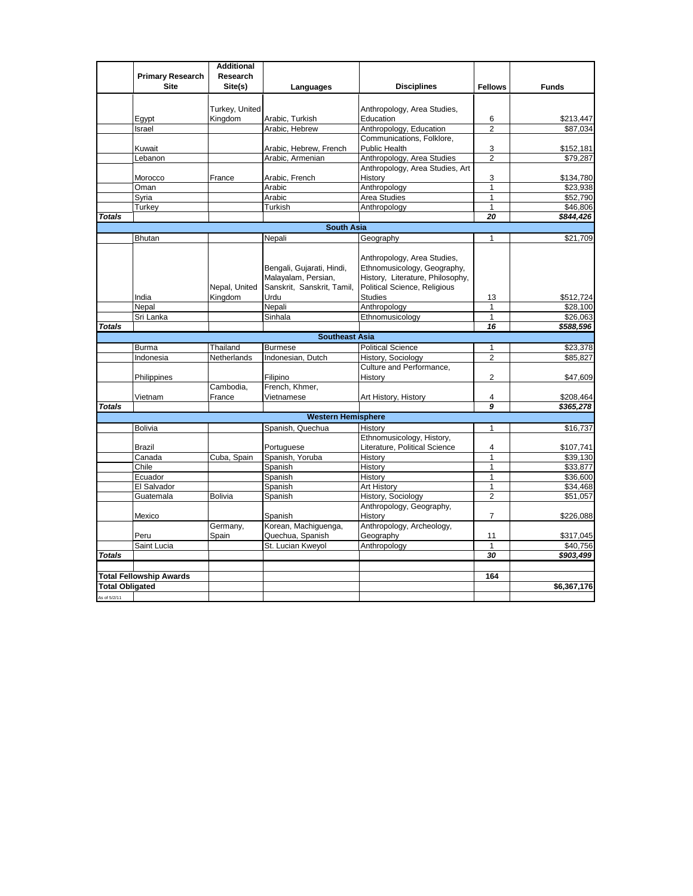| | Primary Research Site | Additional Research Site(s) | Languages | Disciplines | Fellows | Funds |
|---|---|---|---|---|---|---|
| | Egypt | Turkey, United Kingdom | Arabic, Turkish | Anthropology, Area Studies, Education | 6 | $213,447 |
| | Israel | | Arabic, Hebrew | Anthropology, Education | 2 | $87,034 |
| | Kuwait | | Arabic, Hebrew, French | Communications, Folklore, Public Health | 3 | $152,181 |
| | Lebanon | | Arabic, Armenian | Anthropology, Area Studies | 2 | $79,287 |
| | Morocco | France | Arabic, French | Anthropology, Area Studies, Art History | 3 | $134,780 |
| | Oman | | Arabic | Anthropology | 1 | $23,938 |
| | Syria | | Arabic | Area Studies | 1 | $52,790 |
| | Turkey | | Turkish | Anthropology | 1 | $46,806 |
| ***Totals*** | | | | | ***20*** | ***$844,426*** |
| | | | **South Asia** | | | |
| | Bhutan | | Nepali | Geography | 1 | $21,709 |
| | India | Nepal, United Kingdom | Bengali, Gujarati, Hindi, Malayalam, Persian, Sanskrit, Sanskrit, Tamil, Urdu | Anthropology, Area Studies, Ethnomusicology, Geography, History, Literature, Philosophy, Political Science, Religious Studies | 13 | $512,724 |
| | Nepal | | Nepali | Anthropology | 1 | $28,100 |
| | Sri Lanka | | Sinhala | Ethnomusicology | 1 | $26,063 |
| ***Totals*** | | | | | ***16*** | ***$588,596*** |
| | | | **Southeast Asia** | | | |
| | Burma | Thailand | Burmese | Political Science | 1 | $23,378 |
| | Indonesia | Netherlands | Indonesian, Dutch | History, Sociology | 2 | $85,827 |
| | Philippines | | Filipino | Culture and Performance, History | 2 | $47,609 |
| | Vietnam | Cambodia, France | French, Khmer, Vietnamese | Art History, History | 4 | $208,464 |
| ***Totals*** | | | | | ***9*** | ***$365,278*** |
| | | | **Western Hemisphere** | | | |
| | Bolivia | | Spanish, Quechua | History | 1 | $16,737 |
| | Brazil | | Portuguese | Ethnomusicology, History, Literature, Political Science | 4 | $107,741 |
| | Canada | Cuba, Spain | Spanish, Yoruba | History | 1 | $39,130 |
| | Chile | | Spanish | History | 1 | $33,877 |
| | Ecuador | | Spanish | History | 1 | $36,600 |
| | El Salvador | | Spanish | Art History | 1 | $34,468 |
| | Guatemala | Bolivia | Spanish | History, Sociology | 2 | $51,057 |
| | Mexico | | Spanish | Anthropology, Geography, History | 7 | $226,088 |
| | Peru | Germany, Spain | Korean, Machiguenga, Quechua, Spanish | Anthropology, Archeology, Geography | 11 | $317,045 |
| | Saint Lucia | | St. Lucian Kweyol | Anthropology | 1 | $40,756 |
| ***Totals*** | | | | | ***30*** | ***$903,499*** |
| | | | | | | |
| **Total Fellowship Awards** | | | | | **164** | |
| **Total Obligated** | | | | | | **$6,367,176** |
| As of 5/2/11 | | | | | | |